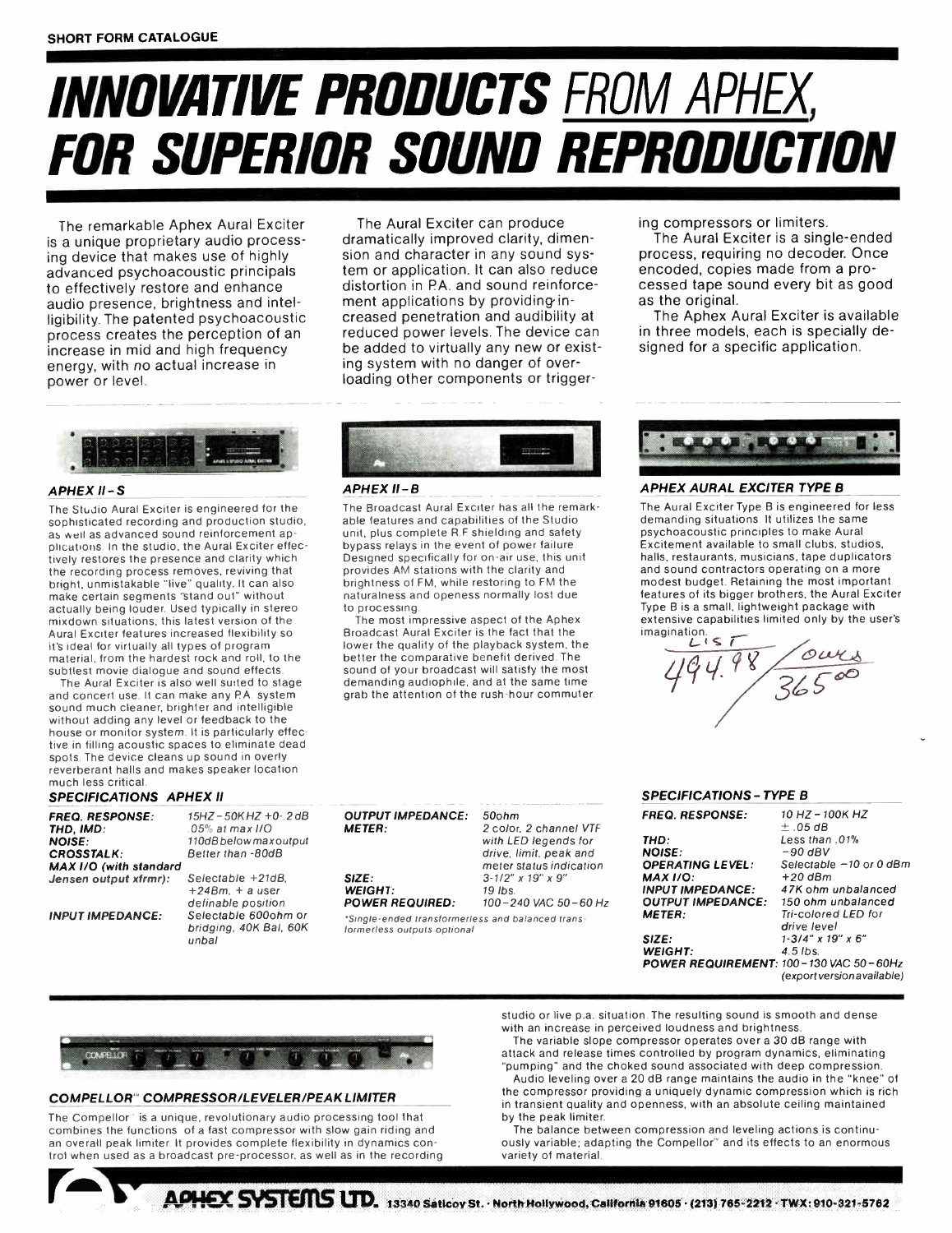SHORT FORM CATALOGUE

# INNOVATIVE PRODUCTS FROM APHEX, FOR SUPERIOR SOUND REPRODUCTION

The remarkable Aphex Aural Exciter is a unique proprietary audio processing device that makes use of highly advanced psychoacoustic principals to effectively restore and enhance audio presence, brightness and intelligibility. The patented psychoacoustic process creates the perception of an increase in mid and high frequency energy, with no actual increase in power or level.

The Aural Exciter can produce dramatically improved clarity, dimension and character in any sound system or application. It can also reduce distortion in P.A. and sound reinforcement applications by providing increased penetration and audibility at reduced power levels. The device can be added to virtually any new or existing system with no danger of overloading other components or triggering compressors or limiters.

The Aural Exciter is a single-ended process, requiring no decoder. Once encoded, copies made from a processed tape sound every bit as good as the original.

The Aphex Aural Exciter is available in three models, each is specially designed for a specific application.

### APHEX II - S

The Studio Aural Exciter is engineered for the sophisticated recording and production studio, as well as advanced sound reinforcement applications. In the studio, the Aural Exciter effectively restores the presence and clarity which the recording process removes, reviving that bright, unmistakable "live" quality. It can also make certain segments "stand out" without actually being louder. Used typically in stereo mixdown situations, this latest version of the Aural Exciter features increased flexibility so it's ideal for virtually all types of program material, from the hardest rock and roll, to the subtlest movie dialogue and sound effects.

The Aural Exciter is also well suited to stage and concert use. It can make any P.A. system sound much cleaner, brighter and intelligible without adding any level or feedback to the house or monitor system. It is particularly effective in filling acoustic spaces to eliminate dead spots. The device cleans up sound in overly reverberant halls and makes speaker location much less critical.

### APHEX II - B

The Broadcast Aural Exciter has all the remarkable features and capabilities of the Studio unit, plus complete R.F. shielding and safety bypass relays in the event of power failure. Designed specifically for on-air use, this unit provides AM stations with the clarity and brightness of FM, while restoring to FM the naturalness and openess normally lost due to processing.

The most impressive aspect of the Aphex Broadcast Aural Exciter is the fact that the lower the quality of the playback system, the better the comparative benefit derived. The sound of your broadcast will satisfy the most demanding audiophile, and at the same time grab the attention of the rush-hour commuter.

### SPECIFICATIONS APHEX II

| | |
|---|---|
| **FREQ. RESPONSE:** | 15HZ - 50K HZ +0-.2 dB |
| **THD, IMD:** | .05% at max I/O |
| **NOISE:** | 110dB below max output |
| **CROSSTALK:** | Better than -80dB |
| **MAX I/O (with standard Jensen output xfrmr):** | Selectable +21dB, +24Bm, + a user definable position |
| **INPUT IMPEDANCE:** | Selectable 600ohm or bridging, 40K Bal, 60K unbal |
| **OUTPUT IMPEDANCE:** | 50ohm |
| **METER:** | 2 color, 2 channel VTF with LED legends for drive, limit, peak and meter status indication |
| **SIZE:** | 3-1/2" x 19" x 9" |
| **WEIGHT:** | 19 lbs. |
| **POWER REQUIRED:** | 100 - 240 VAC 50 - 60 Hz |

*Single-ended transformerless and balanced transformerless outputs optional

### APHEX AURAL EXCITER TYPE B

The Aural Exciter Type B is engineered for less demanding situations. It utilizes the same psychoacoustic principles to make Aural Excitement available to small clubs, studios, halls, restaurants, musicians, tape duplicators and sound contractors operating on a more modest budget. Retaining the most important features of its bigger brothers, the Aural Exciter Type B is a small, lightweight package with extensive capabilities limited only by the user's imagination.

LIST 494.98 / ours 365.00

### SPECIFICATIONS - TYPE B

| | |
|---|---|
| **FREQ. RESPONSE:** | 10 HZ - 100K HZ ± .05 dB |
| **THD:** | Less than .01% |
| **NOISE:** | -90 dBV |
| **OPERATING LEVEL:** | Selectable -10 or 0 dBm |
| **MAX I/O:** | +20 dBm |
| **INPUT IMPEDANCE:** | 47K ohm unbalanced |
| **OUTPUT IMPEDANCE:** | 150 ohm unbalanced |
| **METER:** | Tri-colored LED for drive level |
| **SIZE:** | 1-3/4" x 19" x 6" |
| **WEIGHT:** | 4.5 lbs. |
| **POWER REQUIREMENT:** | 100 - 130 VAC 50 - 60Hz (export version available) |

### COMPELLOR™ COMPRESSOR/LEVELER/PEAK LIMITER

The Compellor™ is a unique, revolutionary audio processing tool that combines the functions of a fast compressor with slow gain riding and an overall peak limiter. It provides complete flexibility in dynamics control when used as a broadcast pre-processor, as well as in the recording studio or live p.a. situation. The resulting sound is smooth and dense with an increase in perceived loudness and brightness.

The variable slope compressor operates over a 30 dB range with attack and release times controlled by program dynamics, eliminating "pumping" and the choked sound associated with deep compression.

Audio leveling over a 20 dB range maintains the audio in the "knee" of the compressor providing a uniquely dynamic compression which is rich in transient quality and openness, with an absolute ceiling maintained by the peak limiter.

The balance between compression and leveling actions is continuously variable; adapting the Compellor™ and its effects to an enormous variety of material.

**APHEX SYSTEMS LTD.** 13340 Saticoy St. · North Hollywood, California 91605 · (213) 765-2212 · TWX: 910-321-5762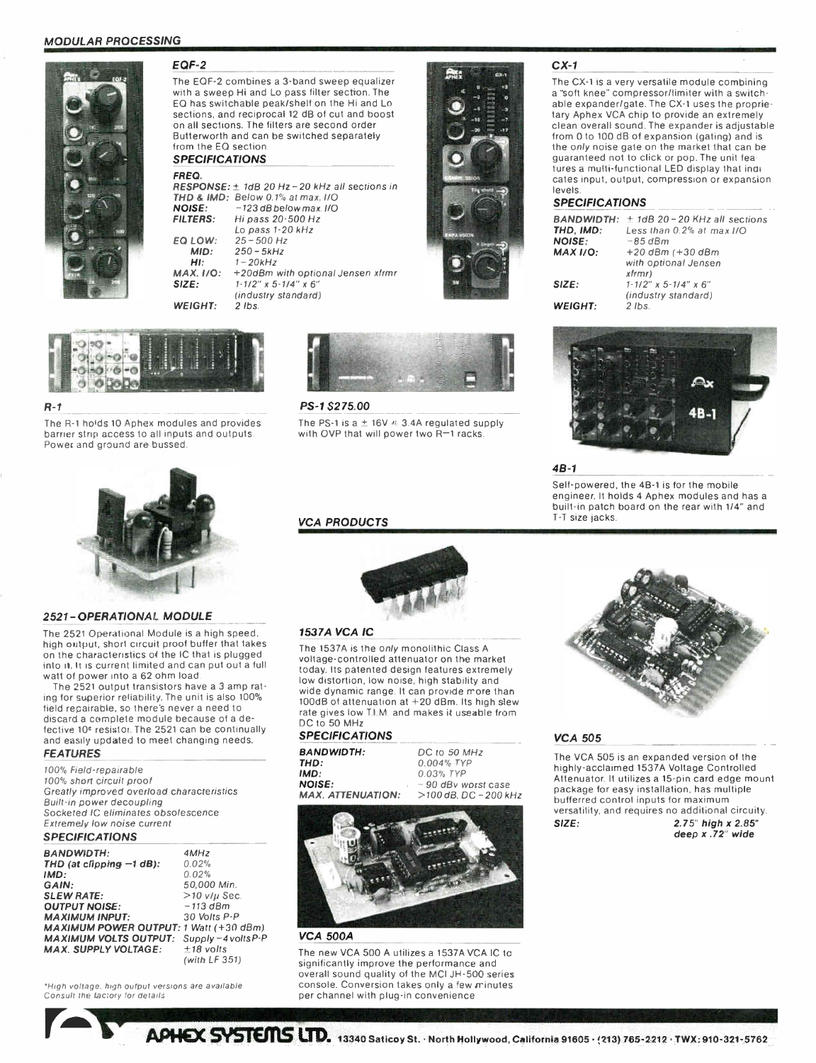## MODULAR PROCESSING

### EQF-2

The EQF-2 combines a 3-band sweep equalizer with a sweep Hi and Lo pass filter section. The EQ has switchable peak/shelf on the Hi and Lo sections, and reciprocal 12 dB of cut and boost on all sections. The filters are second order Butterworth and can be switched separately from the EQ section.

#### SPECIFICATIONS

| | |
|---|---|
| **FREQ. RESPONSE:** | ± 1dB 20 Hz – 20 kHz all sections in |
| **THD & IMD:** | Below 0.1% at max. I/O |
| **NOISE:** | −123 dB below max. I/O |
| **FILTERS:** | Hi pass 20-500 Hz<br>Lo pass 1-20 kHz |
| **EQ LOW:** | 25 – 500 Hz |
| **MID:** | 250 – 5kHz |
| **HI:** | 1 – 20kHz |
| **MAX. I/O:** | +20dBm with optional Jensen xfrmr |
| **SIZE:** | 1-1/2" x 5-1/4" x 6" (industry standard) |
| **WEIGHT:** | 2 lbs. |

### CX-1

The CX-1 is a very versatile module combining a "soft knee" compressor/limiter with a switchable expander/gate. The CX-1 uses the proprietary Aphex VCA chip to provide an extremely clean overall sound. The expander is adjustable from 0 to 100 dB of expansion (gating) and is the *only* noise gate on the market that can be guaranteed not to click or pop. The unit features a multi-functional LED display that indicates input, output, compression or expansion levels.

#### SPECIFICATIONS

| | |
|---|---|
| **BANDWIDTH:** | + 1dB 20 – 20 KHz all sections |
| **THD, IMD:** | Less than 0.2% at max I/O |
| **NOISE:** | −85 dBm |
| **MAX I/O:** | +20 dBm (+30 dBm with optional Jensen xfrmr) |
| **SIZE:** | 1-1/2" x 5-1/4" x 6" (industry standard) |
| **WEIGHT:** | 2 lbs. |

### R-1

The R-1 holds 10 Aphex modules and provides barrier strip access to all inputs and outputs. Power and ground are bussed.

### PS-1 $275.00

The PS-1 is a ± 16V @ 3.4A regulated supply with OVP that will power two R–1 racks.

### 4B-1

Self-powered, the 4B-1 is for the mobile engineer. It holds 4 Aphex modules and has a built-in patch board on the rear with 1/4" and T-T size jacks.

### 2521-OPERATIONAL MODULE

The 2521 Operational Module is a high speed, high output, short circuit proof buffer that takes on the characteristics of the IC that is plugged into it. It is current limited and can put out a full watt of power into a 62 ohm load.

The 2521 output transistors have a 3 amp rating for superior reliability. The unit is also 100% field repairable, so there's never a need to discard a complete module because of a defective 10¢ resistor. The 2521 can be continually and easily updated to meet changing needs.

#### FEATURES

*100% Field-repairable*
*100% short circuit proof*
*Greatly improved overload characteristics*
*Built-in power decoupling*
*Socketed IC eliminates obsolescence*
*Extremely low noise current*

#### SPECIFICATIONS

| | |
|---|---|
| **BANDWIDTH:** | 4MHz |
| **THD (at clipping −1 dB):** | 0.02% |
| **IMD:** | 0.02% |
| **GAIN:** | 50,000 Min. |
| **SLEW RATE:** | >10 v/μ Sec. |
| **OUTPUT NOISE:** | −113 dBm |
| **MAXIMUM INPUT:** | 30 Volts P-P |
| **MAXIMUM POWER OUTPUT:** | 1 Watt (+30 dBm) |
| **MAXIMUM VOLTS OUTPUT:** | Supply −4 volts P-P |
| **MAX. SUPPLY VOLTAGE:** | ±18 volts (with LF 351) |

*High voltage, high output versions are available. Consult the factory for details.

## VCA PRODUCTS

### 1537A VCA IC

The 1537A is the *only* monolithic Class A voltage-controlled attenuator on the market today. Its patented design features extremely low distortion, low noise, high stability and wide dynamic range. It can provide more than 100dB of attenuation at +20 dBm. Its high slew rate gives low T.I.M. and makes it useable from DC to 50 MHz.

#### SPECIFICATIONS

| | |
|---|---|
| **BANDWIDTH:** | DC to 50 MHz |
| **THD:** | 0.004% TYP |
| **IMD:** | 0.03% TYP |
| **NOISE:** | −90 dBv worst case |
| **MAX. ATTENUATION:** | >100 dB, DC – 200 kHz |

### VCA 500A

The new VCA 500 A utilizes a 1537A VCA IC to significantly improve the performance and overall sound quality of the MCI JH-500 series console. Conversion takes only a few minutes per channel with plug-in convenience.

### VCA 505

The VCA 505 is an expanded version of the highly-acclaimed 1537A Voltage Controlled Attenuator. It utilizes a 15-pin card edge mount package for easy installation, has multiple bufferred control inputs for maximum versatility, and requires no additional circuity.

**SIZE:** **2.75" high x 2.85" deep x .72" wide**

**APHEX SYSTEMS LTD.** 13340 Saticoy St. · North Hollywood, California 91605 · (213) 765-2212 · TWX: 910-321-5762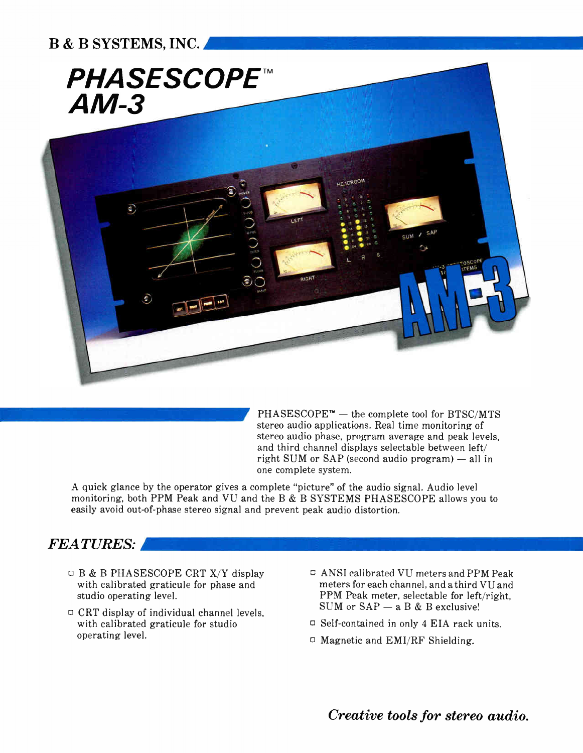B & B SYSTEMS, INC.

# *PHASESCOPE™ AM-3*

PHASESCOPE™ — the complete tool for BTSC/MTS stereo audio applications. Real time monitoring of stereo audio phase, program average and peak levels, and third channel displays selectable between left/right SUM or SAP (second audio program) — all in one complete system.

A quick glance by the operator gives a complete "picture" of the audio signal. Audio level monitoring, both PPM Peak and VU and the B & B SYSTEMS PHASESCOPE allows you to easily avoid out-of-phase stereo signal and prevent peak audio distortion.

## *FEATURES:*

- B & B PHASESCOPE CRT X/Y display with calibrated graticule for phase and studio operating level.
- CRT display of individual channel levels, with calibrated graticule for studio operating level.
- ANSI calibrated VU meters and PPM Peak meters for each channel, and a third VU and PPM Peak meter, selectable for left/right, SUM or SAP — a B & B exclusive!
- Self-contained in only 4 EIA rack units.
- Magnetic and EMI/RF Shielding.

*Creative tools for stereo audio.*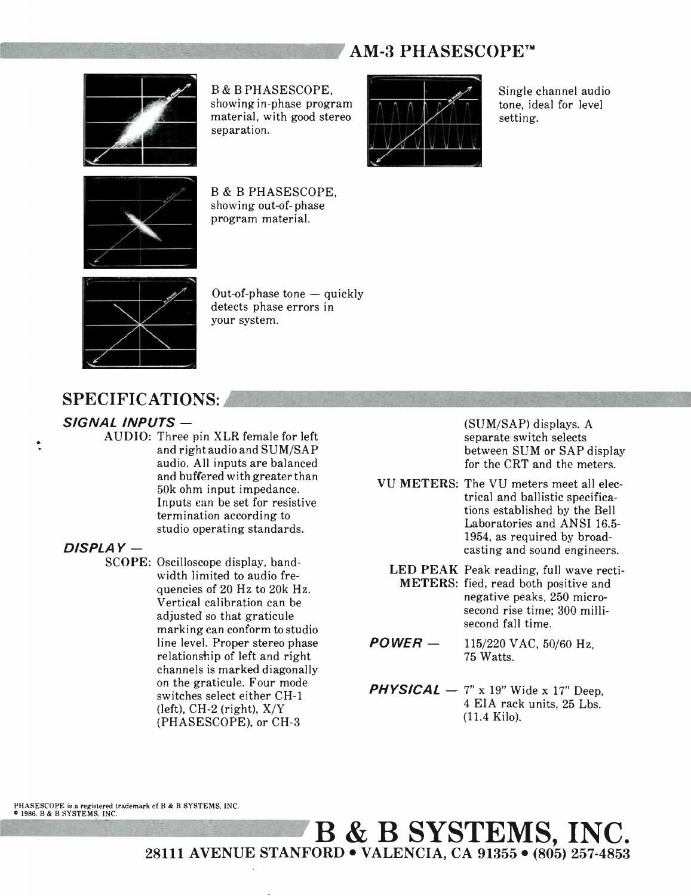# AM-3 PHASESCOPE™

B & B PHASESCOPE, showing in-phase program material, with good stereo separation.

Single channel audio tone, ideal for level setting.

B & B PHASESCOPE, showing out-of-phase program material.

Out-of-phase tone — quickly detects phase errors in your system.

## SPECIFICATIONS:

### *SIGNAL INPUTS —*

**AUDIO:** Three pin XLR female for left and right audio and SUM/SAP audio. All inputs are balanced and buffered with greater than 50k ohm input impedance. Inputs can be set for resistive termination according to studio operating standards.

### *DISPLAY —*

**SCOPE:** Oscilloscope display, bandwidth limited to audio frequencies of 20 Hz to 20k Hz. Vertical calibration can be adjusted so that graticule marking can conform to studio line level. Proper stereo phase relationship of left and right channels is marked diagonally on the graticule. Four mode switches select either CH-1 (left), CH-2 (right), X/Y (PHASESCOPE), or CH-3 (SUM/SAP) displays. A separate switch selects between SUM or SAP display for the CRT and the meters.

**VU METERS:** The VU meters meet all electrical and ballistic specifications established by the Bell Laboratories and ANSI 16.5-1954, as required by broadcasting and sound engineers.

**LED PEAK METERS:** Peak reading, full wave rectified, read both positive and negative peaks, 250 microsecond rise time; 300 millisecond fall time.

### *POWER —*

115/220 VAC, 50/60 Hz, 75 Watts.

### *PHYSICAL —*

7" x 19" Wide x 17" Deep, 4 EIA rack units, 25 Lbs. (11.4 Kilo).

PHASESCOPE is a registered trademark of B & B SYSTEMS, INC.
© 1986, B & B SYSTEMS, INC.

# B & B SYSTEMS, INC.

**28111 AVENUE STANFORD • VALENCIA, CA 91355 • (805) 257-4853**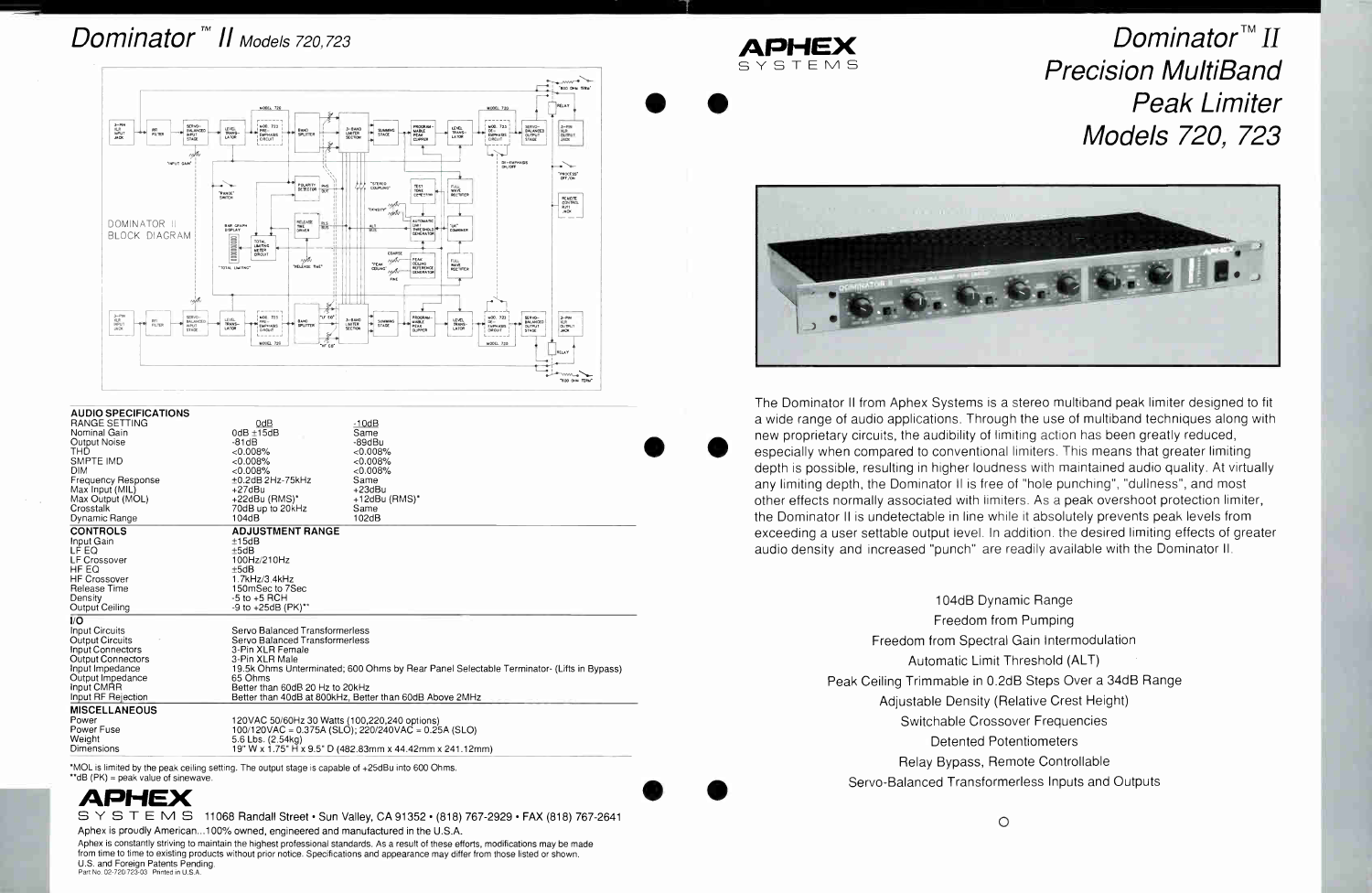# Dominator™ II Models 720, 723

DOMINATOR II BLOCK DIAGRAM

| AUDIO SPECIFICATIONS | | |
|---|---|---|
| RANGE SETTING | 0dB | -10dB |
| Nominal Gain | 0dB ±15dB | Same |
| Output Noise | -81dB | -89dBu |
| THD | <0.008% | <0.008% |
| SMPTE IMD | <0.008% | <0.008% |
| DIM | <0.008% | <0.008% |
| Frequency Response | ±0.2dB 2Hz-75kHz | Same |
| Max Input (MIL) | +27dBu | +23dBu |
| Max Output (MOL) | +22dBu (RMS)* | +12dBu (RMS)* |
| Crosstalk | 70dB up to 20kHz | Same |
| Dynamic Range | 104dB | 102dB |

| CONTROLS | ADJUSTMENT RANGE |
|---|---|
| Input Gain | ±15dB |
| LF EQ | ±5dB |
| LF Crossover | 100Hz/210Hz |
| HF EQ | ±5dB |
| HF Crossover | 1.7kHz/3.4kHz |
| Release Time | 150mSec to 7Sec |
| Density | -5 to +5 RCH |
| Output Ceiling | -9 to +25dB (PK)** |

| I/O | |
|---|---|
| Input Circuits | Servo Balanced Transformerless |
| Output Circuits | Servo Balanced Transformerless |
| Input Connectors | 3-Pin XLR Female |
| Output Connectors | 3-Pin XLR Male |
| Input Impedance | 19.5k Ohms Unterminated; 600 Ohms by Rear Panel Selectable Terminator- (Lifts in Bypass) |
| Output Impedance | 65 Ohms |
| Input CMRR | Better than 60dB 20 Hz to 20kHz |
| Input RF Rejection | Better than 40dB at 600kHz, Better than 60dB Above 2MHz |

| MISCELLANEOUS | |
|---|---|
| Power | 120VAC 50/60Hz 30 Watts (100,220,240 options) |
| Power Fuse | 100/120VAC = 0.375A (SLO); 220/240VAC = 0.25A (SLO) |
| Weight | 5.6 Lbs. (2.54kg) |
| Dimensions | 19" W x 1.75" H x 9.5" D (482.83mm x 44.42mm x 241.12mm) |

*MOL is limited by the peak ceiling setting. The output stage is capable of +25dBu into 600 Ohms.
**dB (PK) = peak value of sinewave.

**APHEX SYSTEMS** 11068 Randall Street • Sun Valley, CA 91352 • (818) 767-2929 • FAX (818) 767-2641

Aphex is proudly American...100% owned, engineered and manufactured in the U.S.A.

Aphex is constantly striving to maintain the highest professional standards. As a result of these efforts, modifications may be made from time to time to existing products without prior notice. Specifications and appearance may differ from those listed or shown.
U.S. and Foreign Patents Pending.
Part No. 02-720/723-03 Printed in U.S.A.

**APHEX SYSTEMS**

# Dominator™ II Precision MultiBand Peak Limiter Models 720, 723

The Dominator II from Aphex Systems is a stereo multiband peak limiter designed to fit a wide range of audio applications. Through the use of multiband techniques along with new proprietary circuits, the audibility of limiting action has been greatly reduced, especially when compared to conventional limiters. This means that greater limiting depth is possible, resulting in higher loudness with maintained audio quality. At virtually any limiting depth, the Dominator II is free of "hole punching", "dullness", and most other effects normally associated with limiters. As a peak overshoot protection limiter, the Dominator II is undetectable in line while it absolutely prevents peak levels from exceeding a user settable output level. In addition, the desired limiting effects of greater audio density and increased "punch" are readily available with the Dominator II.

- 104dB Dynamic Range
- Freedom from Pumping
- Freedom from Spectral Gain Intermodulation
- Automatic Limit Threshold (ALT)
- Peak Ceiling Trimmable in 0.2dB Steps Over a 34dB Range
- Adjustable Density (Relative Crest Height)
- Switchable Crossover Frequencies
- Detented Potentiometers
- Relay Bypass, Remote Controllable
- Servo-Balanced Transformerless Inputs and Outputs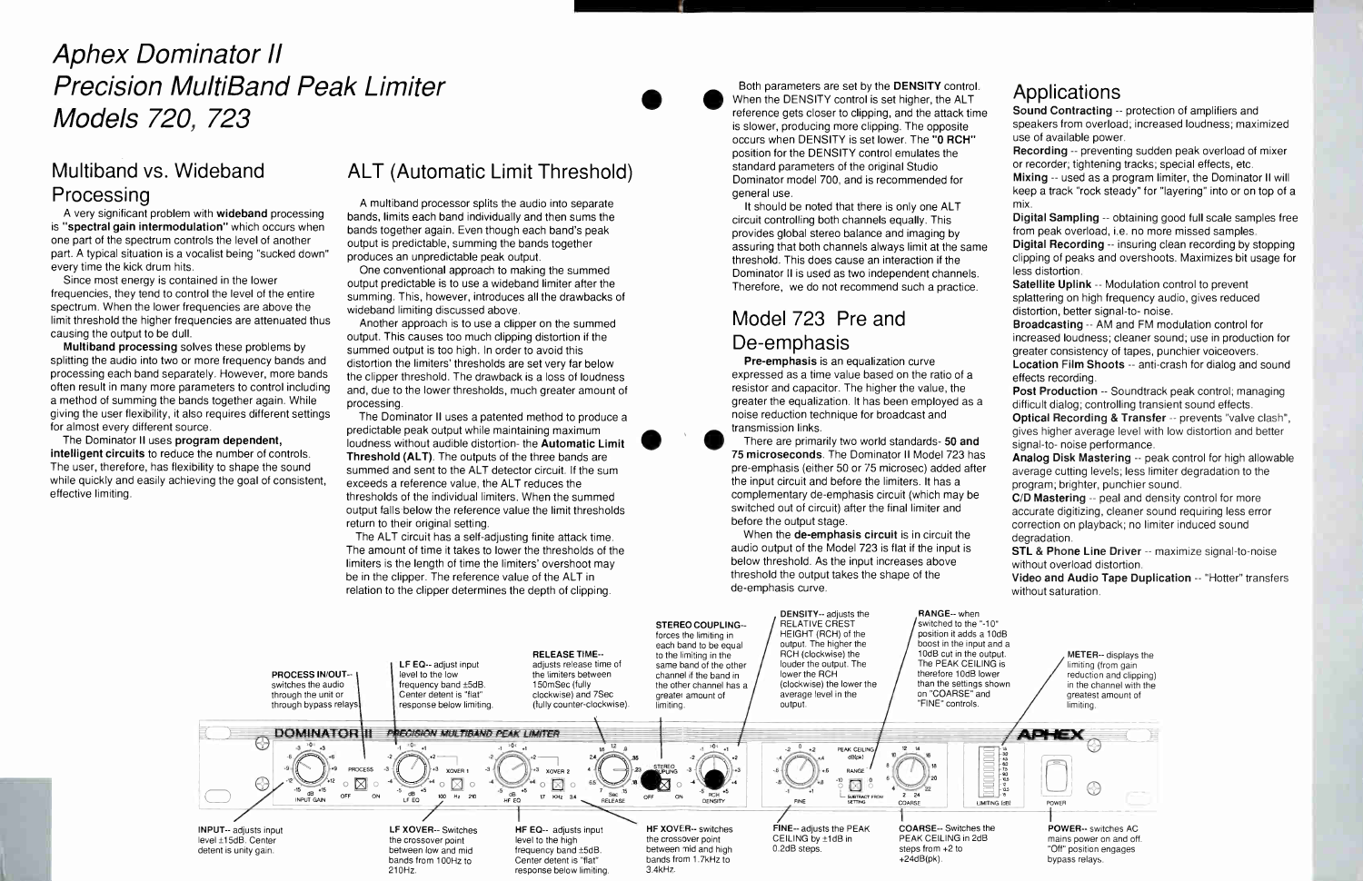# Aphex Dominator II
# Precision MultiBand Peak Limiter
# Models 720, 723

## Multiband vs. Wideband Processing

A very significant problem with **wideband** processing is **"spectral gain intermodulation"** which occurs when one part of the spectrum controls the level of another part. A typical situation is a vocalist being "sucked down" every time the kick drum hits.

Since most energy is contained in the lower frequencies, they tend to control the level of the entire spectrum. When the lower frequencies are above the limit threshold the higher frequencies are attenuated thus causing the output to be dull.

**Multiband processing** solves these problems by splitting the audio into two or more frequency bands and processing each band separately. However, more bands often result in many more parameters to control including a method of summing the bands together again. While giving the user flexibility, it also requires different settings for almost every different source.

The Dominator II uses **program dependent, intelligent circuits** to reduce the number of controls. The user, therefore, has flexibility to shape the sound while quickly and easily achieving the goal of consistent, effective limiting.

## ALT (Automatic Limit Threshold)

A multiband processor splits the audio into separate bands, limits each band individually and then sums the bands together again. Even though each band's peak output is predictable, summing the bands together produces an unpredictable peak output.

One conventional approach to making the summed output predictable is to use a wideband limiter after the summing. This, however, introduces all the drawbacks of wideband limiting discussed above.

Another approach is to use a clipper on the summed output. This causes too much clipping distortion if the summed output is too high. In order to avoid this distortion the limiters' thresholds are set very far below the clipper threshold. The drawback is a loss of loudness and, due to the lower thresholds, much greater amount of processing.

The Dominator II uses a patented method to produce a predictable peak output while maintaining maximum loudness without audible distortion- the **Automatic Limit Threshold (ALT)**. The outputs of the three bands are summed and sent to the ALT detector circuit. If the sum exceeds a reference value, the ALT reduces the thresholds of the individual limiters. When the summed output falls below the reference value the limit thresholds return to their original setting.

The ALT circuit has a self-adjusting finite attack time. The amount of time it takes to lower the thresholds of the limiters is the length of time the limiters' overshoot may be in the clipper. The reference value of the ALT in relation to the clipper determines the depth of clipping.

Both parameters are set by the **DENSITY** control. When the DENSITY control is set higher, the ALT reference gets closer to clipping, and the attack time is slower, producing more clipping. The opposite occurs when DENSITY is set lower. The **"0 RCH"** position for the DENSITY control emulates the standard parameters of the original Studio Dominator model 700, and is recommended for general use.

It should be noted that there is only one ALT circuit controlling both channels equally. This provides global stereo balance and imaging by assuring that both channels always limit at the same threshold. This does cause an interaction if the Dominator II is used as two independent channels. Therefore, we do not recommend such a practice.

## Model 723 Pre and De-emphasis

**Pre-emphasis** is an equalization curve expressed as a time value based on the ratio of a resistor and capacitor. The higher the value, the greater the equalization. It has been employed as a noise reduction technique for broadcast and transmission links.

There are primarily two world standards- **50 and 75 microseconds**. The Dominator II Model 723 has pre-emphasis (either 50 or 75 microsec) added after the input circuit and before the limiters. It has a complementary de-emphasis circuit (which may be switched out of circuit) after the final limiter and before the output stage.

When the **de-emphasis circuit** is in circuit the audio output of the Model 723 is flat if the input is below threshold. As the input increases above threshold the output takes the shape of the de-emphasis curve.

## Applications

**Sound Contracting** -- protection of amplifiers and speakers from overload; increased loudness; maximized use of available power.

**Recording** -- preventing sudden peak overload of mixer or recorder; tightening tracks; special effects, etc.

**Mixing** -- used as a program limiter, the Dominator II will keep a track "rock steady" for "layering" into or on top of a mix.

**Digital Sampling** -- obtaining good full scale samples free from peak overload, i.e. no more missed samples.

**Digital Recording** -- insuring clean recording by stopping clipping of peaks and overshoots. Maximizes bit usage for less distortion.

**Satellite Uplink** -- Modulation control to prevent splattering on high frequency audio, gives reduced distortion, better signal-to- noise.

**Broadcasting** -- AM and FM modulation control for increased loudness; cleaner sound; use in production for greater consistency of tapes, punchier voiceovers.

**Location Film Shoots** -- anti-crash for dialog and sound effects recording.

**Post Production** -- Soundtrack peak control; managing difficult dialog; controlling transient sound effects.

**Optical Recording & Transfer** -- prevents "valve clash", gives higher average level with low distortion and better signal-to- noise performance.

**Analog Disk Mastering** -- peak control for high allowable average cutting levels; less limiter degradation to the program; brighter, punchier sound.

**C/D Mastering** -- peal and density control for more accurate digitizing, cleaner sound requiring less error correction on playback; no limiter induced sound degradation.

**STL & Phone Line Driver** -- maximize signal-to-noise without overload distortion.

**Video and Audio Tape Duplication** -- "Hotter" transfers without saturation.

---

**PROCESS IN/OUT**-- switches the audio through the unit or through bypass relays.

**LF EQ**-- adjust input level to the low frequency band ±5dB. Center detent is "flat" response below limiting.

**RELEASE TIME**-- adjusts release time of the limiters between 150mSec (fully clockwise) and 7Sec (fully counter-clockwise).

**STEREO COUPLING**-- forces the limiting in each band to be equal to the limiting in the same band of the other channel if the band in the other channel has a greater amount of limiting.

**DENSITY**-- adjusts the RELATIVE CREST HEIGHT (RCH) of the output. The higher the RCH (clockwise) the louder the output. The lower the RCH (clockwise) the lower the average level in the output.

**RANGE**-- when switched to the "-10" position it adds a 10dB boost in the input and a 10dB cut in the output. The PEAK CEILING is therefore 10dB lower than the settings shown on "COARSE" and "FINE" controls.

**METER**-- displays the limiting (from gain reduction and clipping) in the channel with the greatest amount of limiting.

DOMINATOR II PRECISION MULTIBAND PEAK LIMITER

APHEX

**INPUT**-- adjusts input level ±15dB. Center detent is unity gain.

**LF XOVER**-- Switches the crossover point between low and mid bands from 100Hz to 210Hz.

**HF EQ**-- adjusts input level to the high frequency band ±5dB. Center detent is "flat" response below limiting.

**HF XOVER**-- switches the crossover point between mid and high bands from 1.7kHz to 3.4kHz.

**FINE**-- adjusts the PEAK CEILING by ±1dB in 0.2dB steps.

**COARSE**-- Switches the PEAK CEILING in 2dB steps from +2 to +24dB(pk).

**POWER**-- switches AC mains power on and off. "Off" position engages bypass relays.